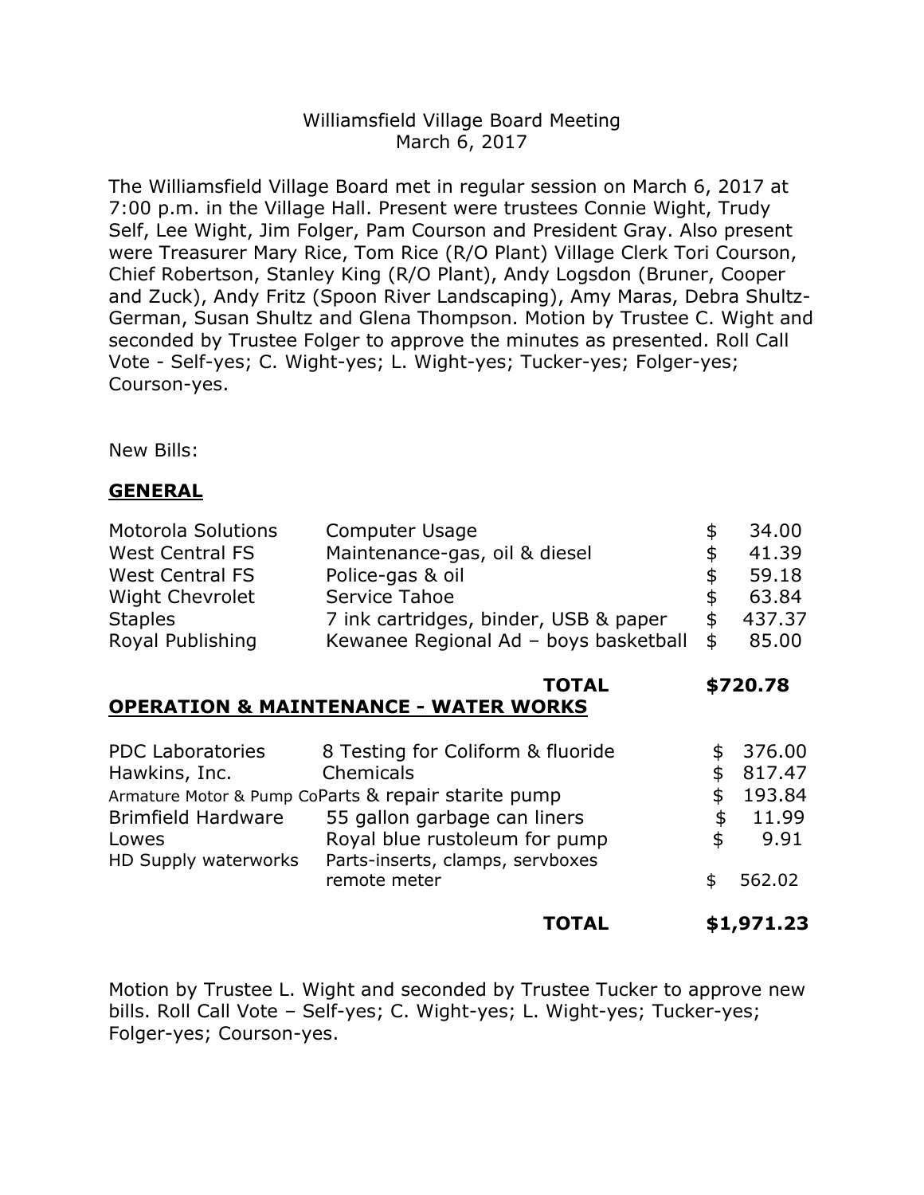Williamsfield Village Board Meeting
March 6, 2017

The Williamsfield Village Board met in regular session on March 6, 2017 at 7:00 p.m. in the Village Hall. Present were trustees Connie Wight, Trudy Self, Lee Wight, Jim Folger, Pam Courson and President Gray. Also present were Treasurer Mary Rice, Tom Rice (R/O Plant) Village Clerk Tori Courson, Chief Robertson, Stanley King (R/O Plant), Andy Logsdon (Bruner, Cooper and Zuck), Andy Fritz (Spoon River Landscaping), Amy Maras, Debra Shultz-German, Susan Shultz and Glena Thompson. Motion by Trustee C. Wight and seconded by Trustee Folger to approve the minutes as presented. Roll Call Vote - Self-yes; C. Wight-yes; L. Wight-yes; Tucker-yes; Folger-yes; Courson-yes.

New Bills:

**GENERAL**

| | | |
|---|---|---|
| Motorola Solutions | Computer Usage | $ 34.00 |
| West Central FS | Maintenance-gas, oil & diesel | $ 41.39 |
| West Central FS | Police-gas & oil | $ 59.18 |
| Wight Chevrolet | Service Tahoe | $ 63.84 |
| Staples | 7 ink cartridges, binder, USB & paper | $ 437.37 |
| Royal Publishing | Kewanee Regional Ad – boys basketball | $ 85.00 |
| | **TOTAL** | **$720.78** |

**OPERATION & MAINTENANCE - WATER WORKS**

| | | |
|---|---|---|
| PDC Laboratories | 8 Testing for Coliform & fluoride | $ 376.00 |
| Hawkins, Inc. | Chemicals | $ 817.47 |
| Armature Motor & Pump Co | Parts & repair starite pump | $ 193.84 |
| Brimfield Hardware | 55 gallon garbage can liners | $ 11.99 |
| Lowes | Royal blue rustoleum for pump | $ 9.91 |
| HD Supply waterworks | Parts-inserts, clamps, servboxes remote meter | $ 562.02 |
| | **TOTAL** | **$1,971.23** |

Motion by Trustee L. Wight and seconded by Trustee Tucker to approve new bills. Roll Call Vote – Self-yes; C. Wight-yes; L. Wight-yes; Tucker-yes; Folger-yes; Courson-yes.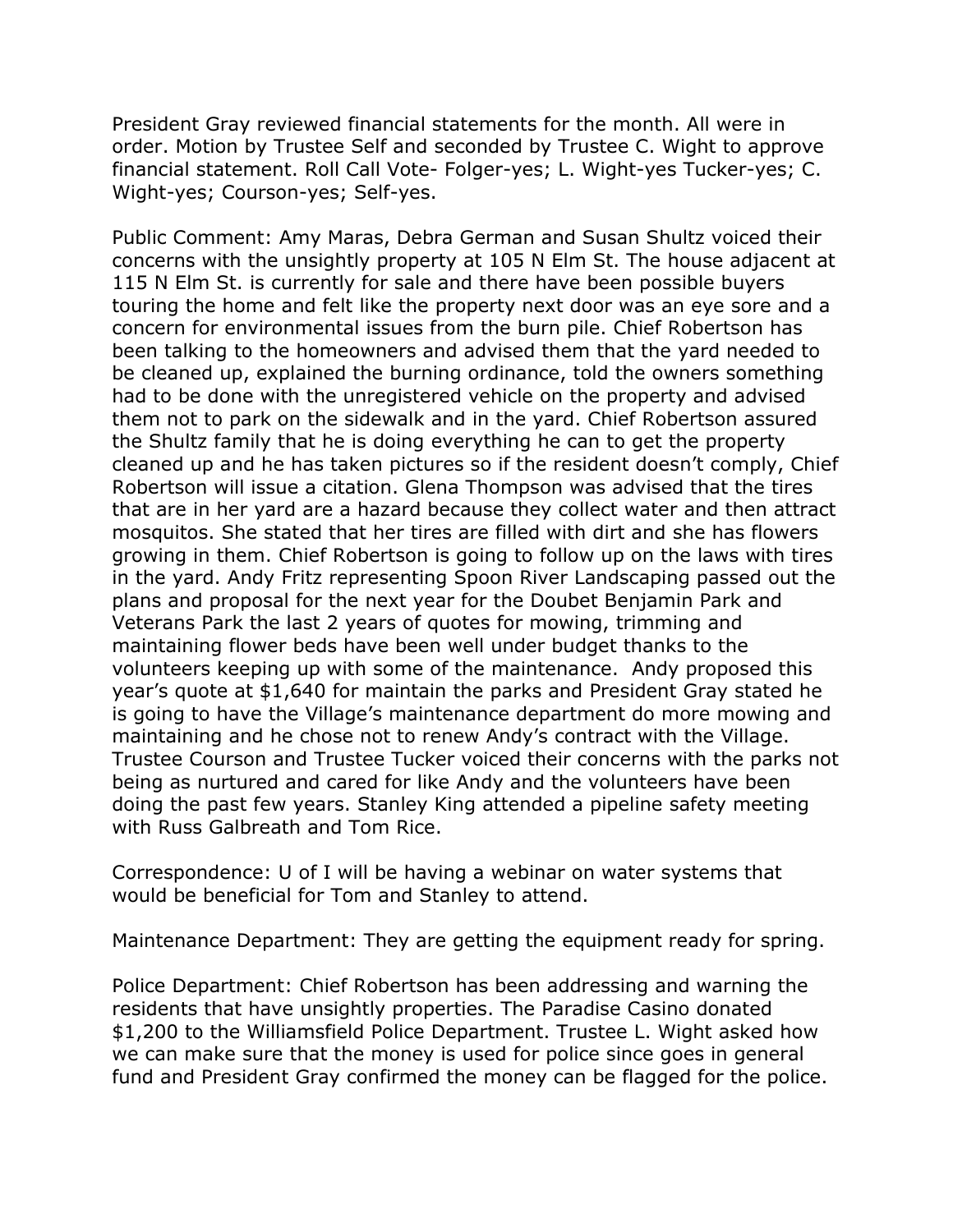President Gray reviewed financial statements for the month. All were in order. Motion by Trustee Self and seconded by Trustee C. Wight to approve financial statement. Roll Call Vote- Folger-yes; L. Wight-yes Tucker-yes; C. Wight-yes; Courson-yes; Self-yes.

Public Comment: Amy Maras, Debra German and Susan Shultz voiced their concerns with the unsightly property at 105 N Elm St. The house adjacent at 115 N Elm St. is currently for sale and there have been possible buyers touring the home and felt like the property next door was an eye sore and a concern for environmental issues from the burn pile. Chief Robertson has been talking to the homeowners and advised them that the yard needed to be cleaned up, explained the burning ordinance, told the owners something had to be done with the unregistered vehicle on the property and advised them not to park on the sidewalk and in the yard. Chief Robertson assured the Shultz family that he is doing everything he can to get the property cleaned up and he has taken pictures so if the resident doesn't comply, Chief Robertson will issue a citation. Glena Thompson was advised that the tires that are in her yard are a hazard because they collect water and then attract mosquitos. She stated that her tires are filled with dirt and she has flowers growing in them. Chief Robertson is going to follow up on the laws with tires in the yard. Andy Fritz representing Spoon River Landscaping passed out the plans and proposal for the next year for the Doubet Benjamin Park and Veterans Park the last 2 years of quotes for mowing, trimming and maintaining flower beds have been well under budget thanks to the volunteers keeping up with some of the maintenance. Andy proposed this year's quote at $1,640 for maintain the parks and President Gray stated he is going to have the Village's maintenance department do more mowing and maintaining and he chose not to renew Andy's contract with the Village. Trustee Courson and Trustee Tucker voiced their concerns with the parks not being as nurtured and cared for like Andy and the volunteers have been doing the past few years. Stanley King attended a pipeline safety meeting with Russ Galbreath and Tom Rice.

Correspondence: U of I will be having a webinar on water systems that would be beneficial for Tom and Stanley to attend.

Maintenance Department: They are getting the equipment ready for spring.

Police Department: Chief Robertson has been addressing and warning the residents that have unsightly properties. The Paradise Casino donated $1,200 to the Williamsfield Police Department. Trustee L. Wight asked how we can make sure that the money is used for police since goes in general fund and President Gray confirmed the money can be flagged for the police.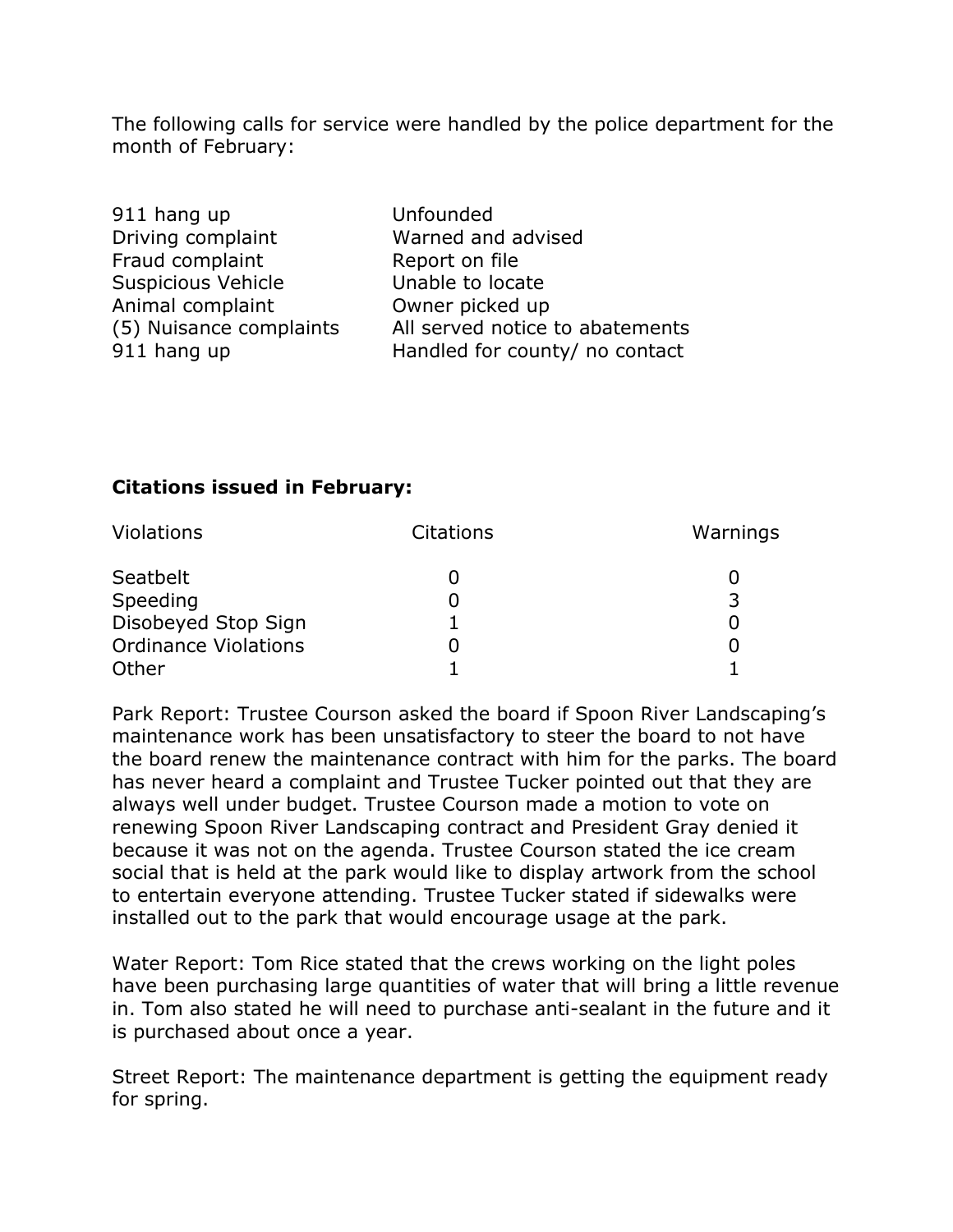The following calls for service were handled by the police department for the month of February:

| | |
|---|---|
| 911 hang up | Unfounded |
| Driving complaint | Warned and advised |
| Fraud complaint | Report on file |
| Suspicious Vehicle | Unable to locate |
| Animal complaint | Owner picked up |
| (5) Nuisance complaints | All served notice to abatements |
| 911 hang up | Handled for county/ no contact |

**Citations issued in February:**

| Violations | Citations | Warnings |
|---|---|---|
| Seatbelt | 0 | 0 |
| Speeding | 0 | 3 |
| Disobeyed Stop Sign | 1 | 0 |
| Ordinance Violations | 0 | 0 |
| Other | 1 | 1 |

Park Report: Trustee Courson asked the board if Spoon River Landscaping's maintenance work has been unsatisfactory to steer the board to not have the board renew the maintenance contract with him for the parks. The board has never heard a complaint and Trustee Tucker pointed out that they are always well under budget. Trustee Courson made a motion to vote on renewing Spoon River Landscaping contract and President Gray denied it because it was not on the agenda. Trustee Courson stated the ice cream social that is held at the park would like to display artwork from the school to entertain everyone attending. Trustee Tucker stated if sidewalks were installed out to the park that would encourage usage at the park.

Water Report: Tom Rice stated that the crews working on the light poles have been purchasing large quantities of water that will bring a little revenue in. Tom also stated he will need to purchase anti-sealant in the future and it is purchased about once a year.

Street Report: The maintenance department is getting the equipment ready for spring.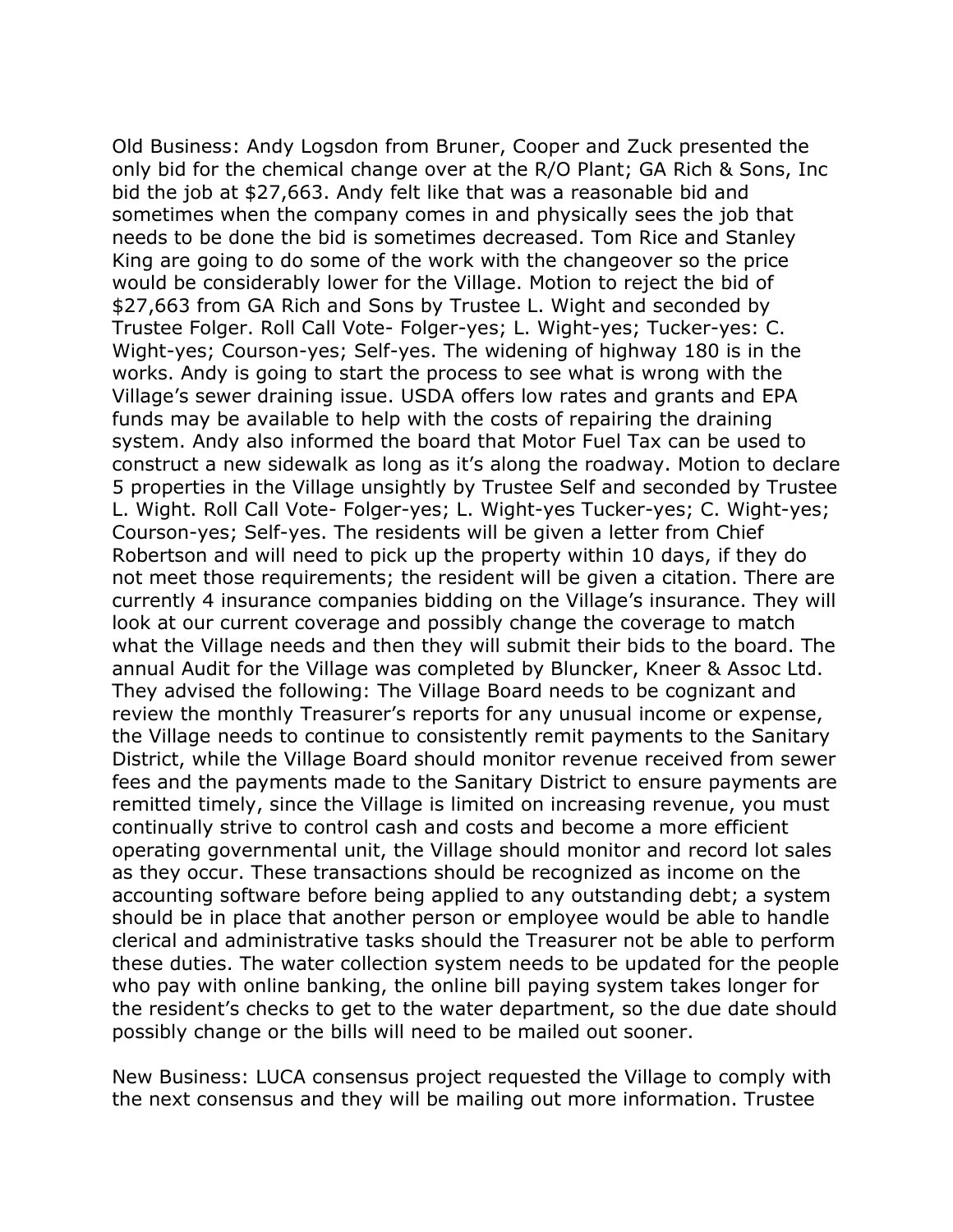Old Business: Andy Logsdon from Bruner, Cooper and Zuck presented the only bid for the chemical change over at the R/O Plant; GA Rich & Sons, Inc bid the job at $27,663. Andy felt like that was a reasonable bid and sometimes when the company comes in and physically sees the job that needs to be done the bid is sometimes decreased. Tom Rice and Stanley King are going to do some of the work with the changeover so the price would be considerably lower for the Village. Motion to reject the bid of $27,663 from GA Rich and Sons by Trustee L. Wight and seconded by Trustee Folger. Roll Call Vote- Folger-yes; L. Wight-yes; Tucker-yes: C. Wight-yes; Courson-yes; Self-yes. The widening of highway 180 is in the works. Andy is going to start the process to see what is wrong with the Village's sewer draining issue. USDA offers low rates and grants and EPA funds may be available to help with the costs of repairing the draining system. Andy also informed the board that Motor Fuel Tax can be used to construct a new sidewalk as long as it's along the roadway. Motion to declare 5 properties in the Village unsightly by Trustee Self and seconded by Trustee L. Wight. Roll Call Vote- Folger-yes; L. Wight-yes Tucker-yes; C. Wight-yes; Courson-yes; Self-yes. The residents will be given a letter from Chief Robertson and will need to pick up the property within 10 days, if they do not meet those requirements; the resident will be given a citation. There are currently 4 insurance companies bidding on the Village's insurance. They will look at our current coverage and possibly change the coverage to match what the Village needs and then they will submit their bids to the board. The annual Audit for the Village was completed by Bluncker, Kneer & Assoc Ltd. They advised the following: The Village Board needs to be cognizant and review the monthly Treasurer's reports for any unusual income or expense, the Village needs to continue to consistently remit payments to the Sanitary District, while the Village Board should monitor revenue received from sewer fees and the payments made to the Sanitary District to ensure payments are remitted timely, since the Village is limited on increasing revenue, you must continually strive to control cash and costs and become a more efficient operating governmental unit, the Village should monitor and record lot sales as they occur. These transactions should be recognized as income on the accounting software before being applied to any outstanding debt; a system should be in place that another person or employee would be able to handle clerical and administrative tasks should the Treasurer not be able to perform these duties. The water collection system needs to be updated for the people who pay with online banking, the online bill paying system takes longer for the resident's checks to get to the water department, so the due date should possibly change or the bills will need to be mailed out sooner.

New Business: LUCA consensus project requested the Village to comply with the next consensus and they will be mailing out more information. Trustee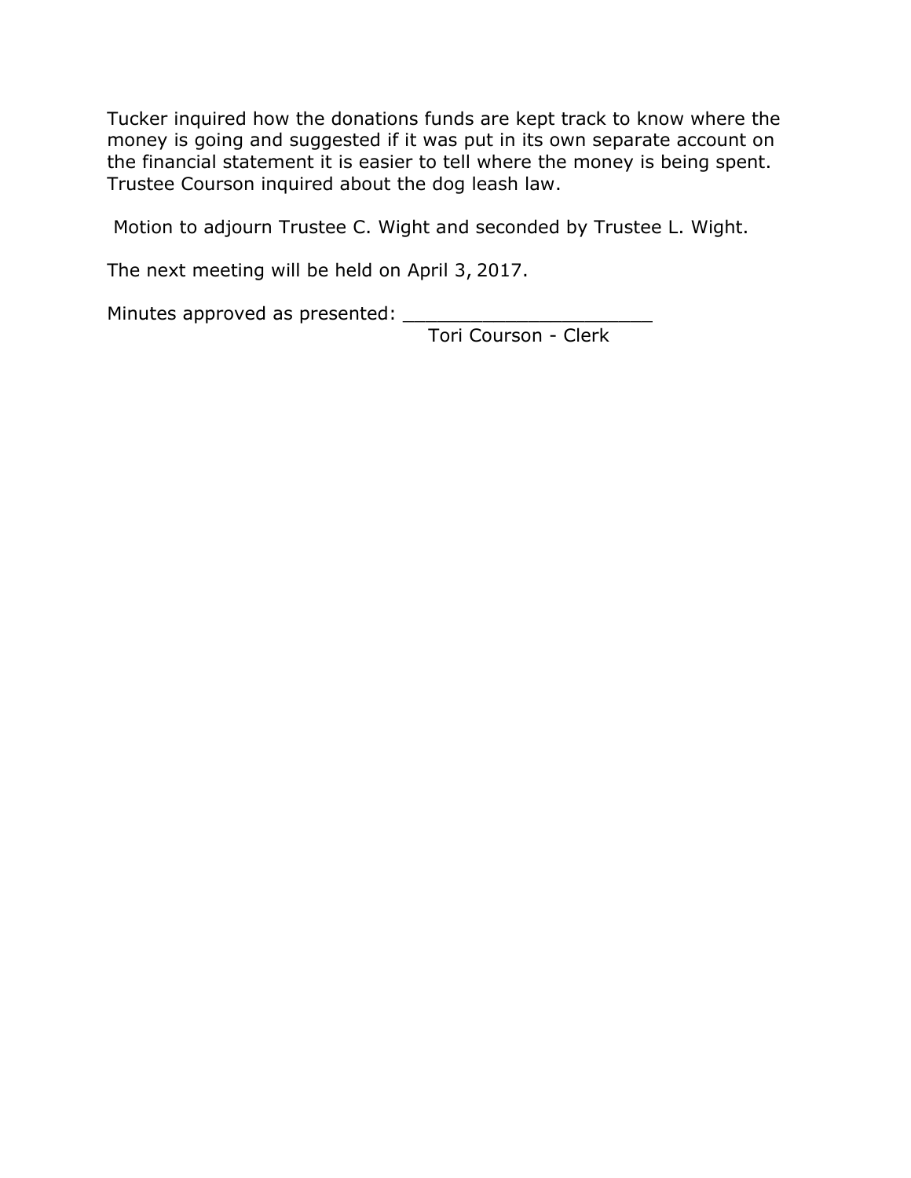Tucker inquired how the donations funds are kept track to know where the money is going and suggested if it was put in its own separate account on the financial statement it is easier to tell where the money is being spent. Trustee Courson inquired about the dog leash law.

Motion to adjourn Trustee C. Wight and seconded by Trustee L. Wight.

The next meeting will be held on April 3, 2017.

Minutes approved as presented: ______________________
Tori Courson - Clerk